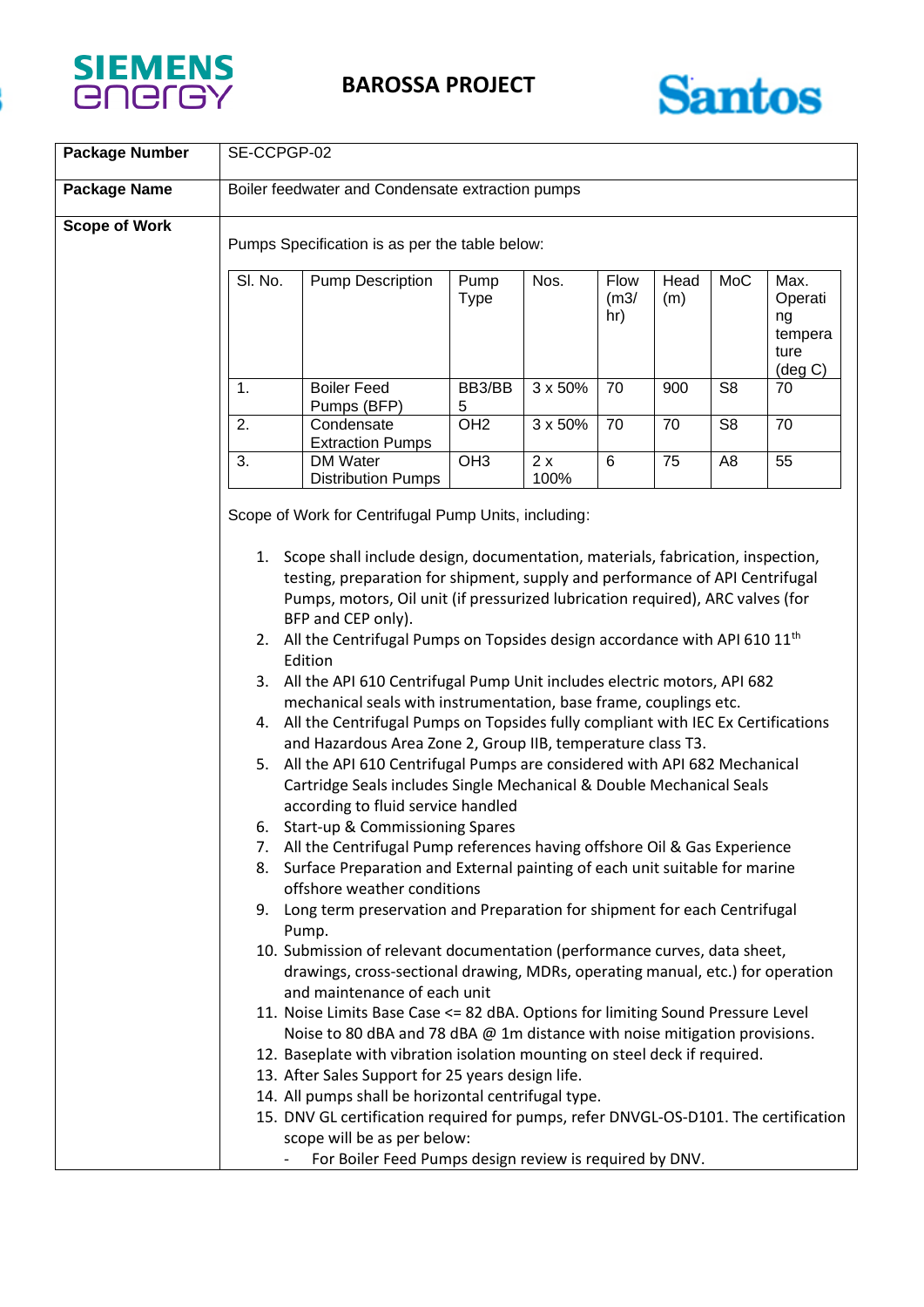# BAROSSA PROJECT

| **Package Number** | SE-CCPGP-02 |
|---|---|
| **Package Name** | Boiler feedwater and Condensate extraction pumps |
| **Scope of Work** | Pumps Specification is as per the table below: |

| Sl. No. | Pump Description | Pump Type | Nos. | Flow (m3/hr) | Head (m) | MoC | Max. Operating temperature (deg C) |
|---|---|---|---|---|---|---|---|
| 1. | Boiler Feed Pumps (BFP) | BB3/BB5 | 3 x 50% | 70 | 900 | S8 | 70 |
| 2. | Condensate Extraction Pumps | OH2 | 3 x 50% | 70 | 70 | S8 | 70 |
| 3. | DM Water Distribution Pumps | OH3 | 2 x 100% | 6 | 75 | A8 | 55 |

Scope of Work for Centrifugal Pump Units, including:

1. Scope shall include design, documentation, materials, fabrication, inspection, testing, preparation for shipment, supply and performance of API Centrifugal Pumps, motors, Oil unit (if pressurized lubrication required), ARC valves (for BFP and CEP only).
2. All the Centrifugal Pumps on Topsides design accordance with API 610 11th Edition
3. All the API 610 Centrifugal Pump Unit includes electric motors, API 682 mechanical seals with instrumentation, base frame, couplings etc.
4. All the Centrifugal Pumps on Topsides fully compliant with IEC Ex Certifications and Hazardous Area Zone 2, Group IIB, temperature class T3.
5. All the API 610 Centrifugal Pumps are considered with API 682 Mechanical Cartridge Seals includes Single Mechanical & Double Mechanical Seals according to fluid service handled
6. Start-up & Commissioning Spares
7. All the Centrifugal Pump references having offshore Oil & Gas Experience
8. Surface Preparation and External painting of each unit suitable for marine offshore weather conditions
9. Long term preservation and Preparation for shipment for each Centrifugal Pump.
10. Submission of relevant documentation (performance curves, data sheet, drawings, cross-sectional drawing, MDRs, operating manual, etc.) for operation and maintenance of each unit
11. Noise Limits Base Case <= 82 dBA. Options for limiting Sound Pressure Level Noise to 80 dBA and 78 dBA @ 1m distance with noise mitigation provisions.
12. Baseplate with vibration isolation mounting on steel deck if required.
13. After Sales Support for 25 years design life.
14. All pumps shall be horizontal centrifugal type.
15. DNV GL certification required for pumps, refer DNVGL-OS-D101. The certification scope will be as per below:
    - For Boiler Feed Pumps design review is required by DNV.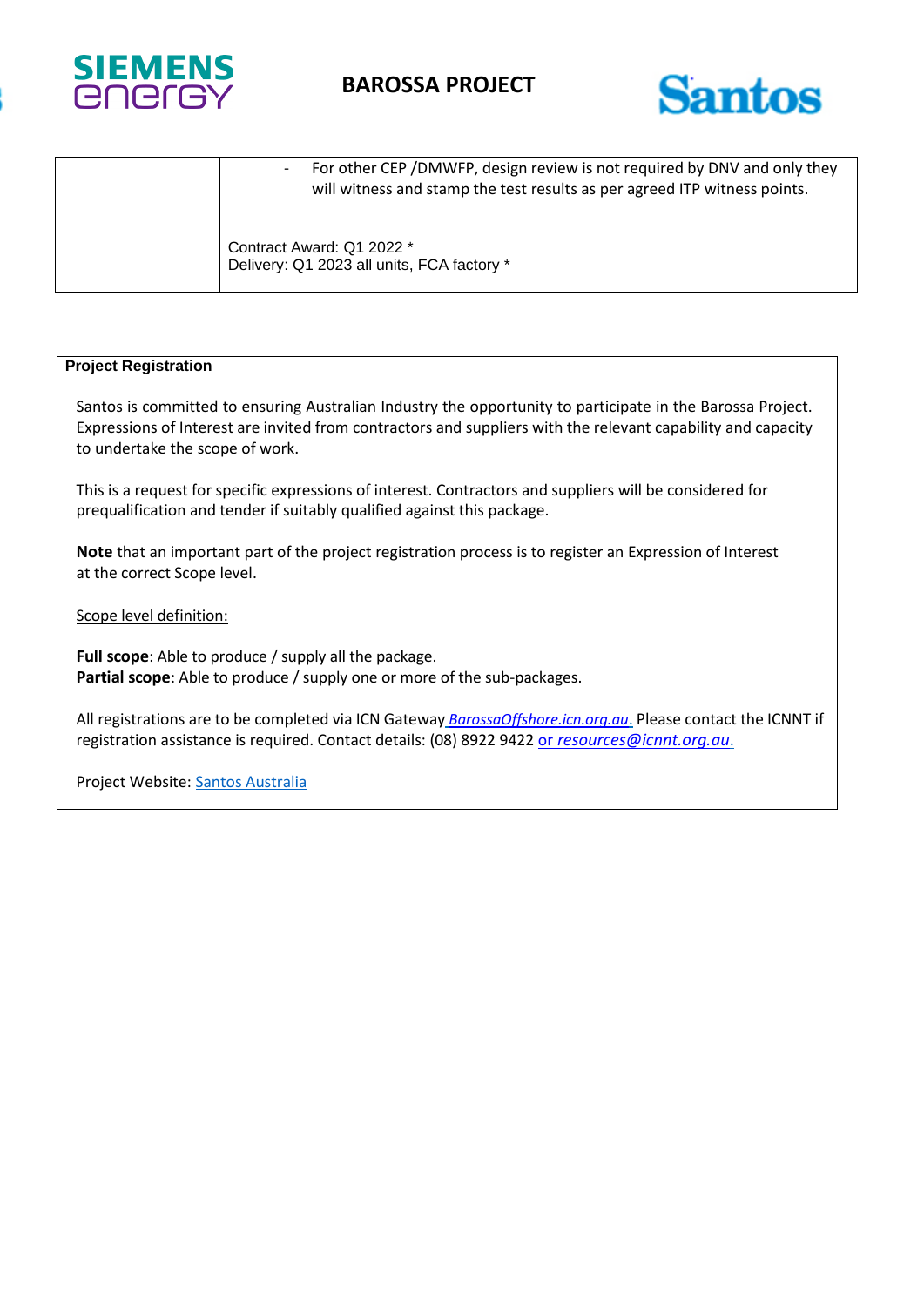| | |
|---|---|
| | - For other CEP /DMWFP, design review is not required by DNV and only they will witness and stamp the test results as per agreed ITP witness points.<br><br>Contract Award: Q1 2022 *<br>Delivery: Q1 2023 all units, FCA factory * |

**Project Registration**

Santos is committed to ensuring Australian Industry the opportunity to participate in the Barossa Project. Expressions of Interest are invited from contractors and suppliers with the relevant capability and capacity to undertake the scope of work.

This is a request for specific expressions of interest. Contractors and suppliers will be considered for prequalification and tender if suitably qualified against this package.

**Note** that an important part of the project registration process is to register an Expression of Interest at the correct Scope level.

Scope level definition:

**Full scope**: Able to produce / supply all the package.
**Partial scope**: Able to produce / supply one or more of the sub-packages.

All registrations are to be completed via ICN Gateway *BarossaOffshore.icn.org.au*. Please contact the ICNNT if registration assistance is required. Contact details: (08) 8922 9422 or *resources@icnnt.org.au*.

Project Website: Santos Australia